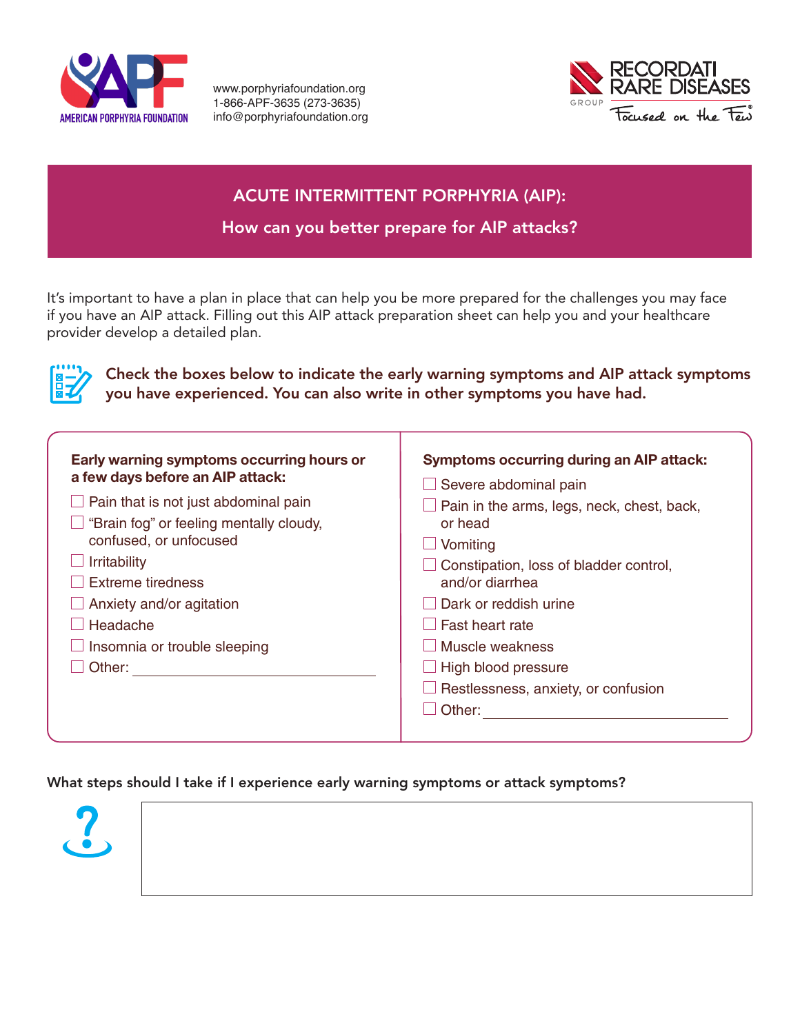AMERICAN PORPHYRIA FOUNDATION

www.porphyriafoundation.org
1-866-APF-3635 (273-3635)
info@porphyriafoundation.org

RECORDATI RARE DISEASES GROUP — Focused on the Few®

# ACUTE INTERMITTENT PORPHYRIA (AIP):

## How can you better prepare for AIP attacks?

It's important to have a plan in place that can help you be more prepared for the challenges you may face if you have an AIP attack. Filling out this AIP attack preparation sheet can help you and your healthcare provider develop a detailed plan.

**Check the boxes below to indicate the early warning symptoms and AIP attack symptoms you have experienced. You can also write in other symptoms you have had.**

**Early warning symptoms occurring hours or a few days before an AIP attack:**

- ☐ Pain that is not just abdominal pain
- ☐ "Brain fog" or feeling mentally cloudy, confused, or unfocused
- ☐ Irritability
- ☐ Extreme tiredness
- ☐ Anxiety and/or agitation
- ☐ Headache
- ☐ Insomnia or trouble sleeping
- ☐ Other: ____________________

**Symptoms occurring during an AIP attack:**

- ☐ Severe abdominal pain
- ☐ Pain in the arms, legs, neck, chest, back, or head
- ☐ Vomiting
- ☐ Constipation, loss of bladder control, and/or diarrhea
- ☐ Dark or reddish urine
- ☐ Fast heart rate
- ☐ Muscle weakness
- ☐ High blood pressure
- ☐ Restlessness, anxiety, or confusion
- ☐ Other: ____________________

**What steps should I take if I experience early warning symptoms or attack symptoms?**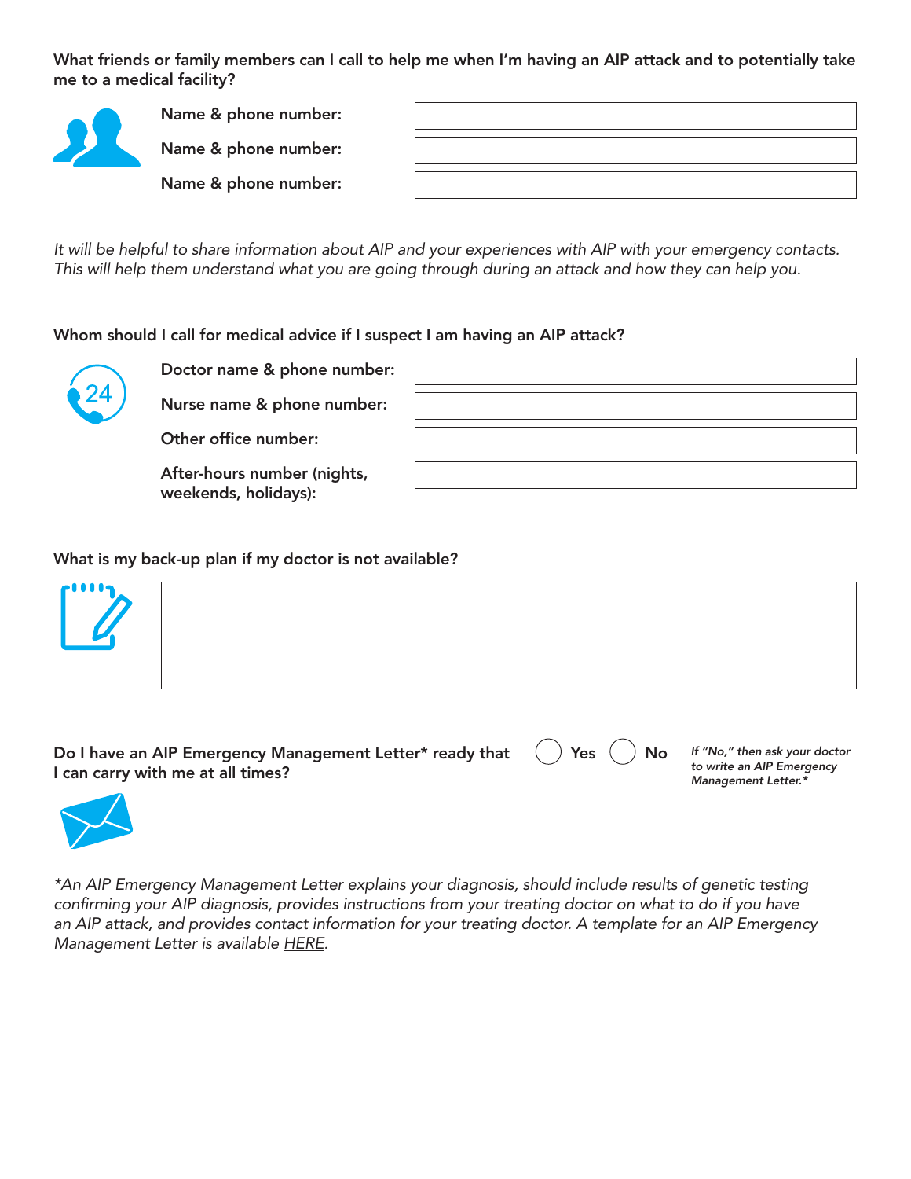**What friends or family members can I call to help me when I'm having an AIP attack and to potentially take me to a medical facility?**

**Name & phone number:** ____________________

**Name & phone number:** ____________________

**Name & phone number:** ____________________

*It will be helpful to share information about AIP and your experiences with AIP with your emergency contacts. This will help them understand what you are going through during an attack and how they can help you.*

**Whom should I call for medical advice if I suspect I am having an AIP attack?**

**Doctor name & phone number:** ____________________

**Nurse name & phone number:** ____________________

**Other office number:** ____________________

**After-hours number (nights, weekends, holidays):** ____________________

**What is my back-up plan if my doctor is not available?**

____________________

**Do I have an AIP Emergency Management Letter* ready that I can carry with me at all times?** ◯ Yes ◯ No

*If "No," then ask your doctor to write an AIP Emergency Management Letter.**

*\*An AIP Emergency Management Letter explains your diagnosis, should include results of genetic testing confirming your AIP diagnosis, provides instructions from your treating doctor on what to do if you have an AIP attack, and provides contact information for your treating doctor. A template for an AIP Emergency Management Letter is available HERE.*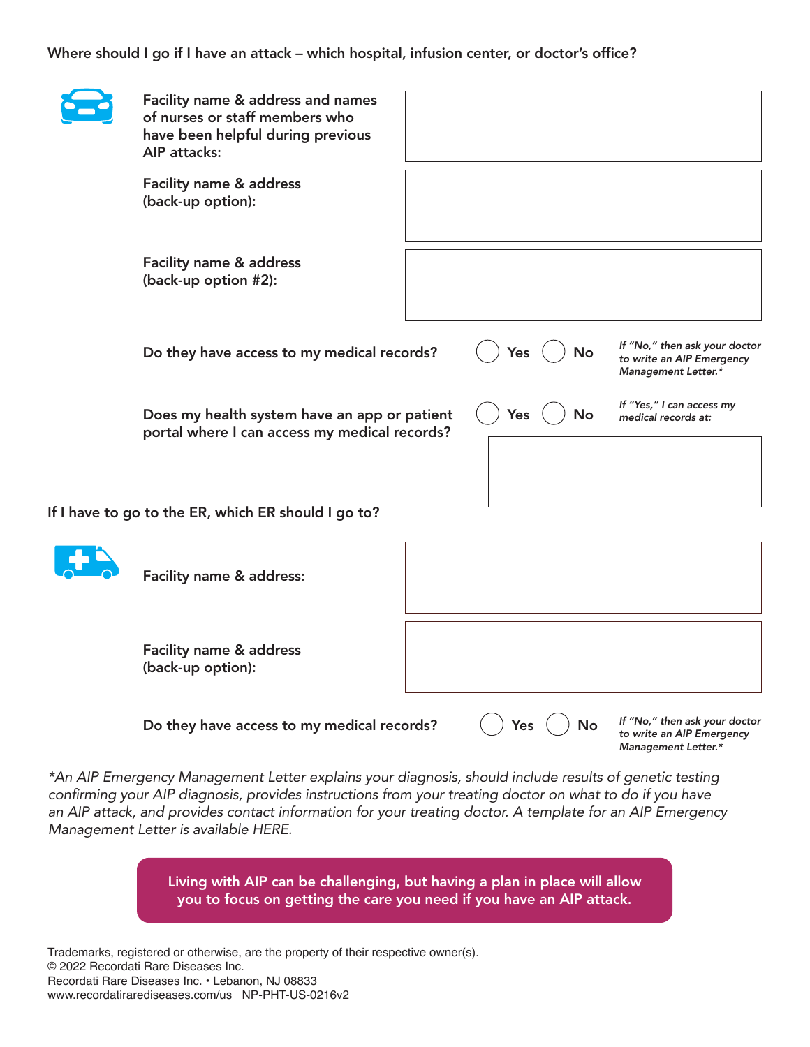**Where should I go if I have an attack – which hospital, infusion center, or doctor's office?**

**Facility name & address and names of nurses or staff members who have been helpful during previous AIP attacks:**

**Facility name & address (back-up option):**

**Facility name & address (back-up option #2):**

**Do they have access to my medical records?** ◯ Yes ◯ No

*If "No," then ask your doctor to write an AIP Emergency Management Letter.**

**Does my health system have an app or patient portal where I can access my medical records?** ◯ Yes ◯ No

*If "Yes," I can access my medical records at:*

**If I have to go to the ER, which ER should I go to?**

**Facility name & address:**

**Facility name & address (back-up option):**

**Do they have access to my medical records?** ◯ Yes ◯ No

*If "No," then ask your doctor to write an AIP Emergency Management Letter.**

*\*An AIP Emergency Management Letter explains your diagnosis, should include results of genetic testing confirming your AIP diagnosis, provides instructions from your treating doctor on what to do if you have an AIP attack, and provides contact information for your treating doctor. A template for an AIP Emergency Management Letter is available HERE.*

**Living with AIP can be challenging, but having a plan in place will allow you to focus on getting the care you need if you have an AIP attack.**

Trademarks, registered or otherwise, are the property of their respective owner(s).
© 2022 Recordati Rare Diseases Inc.
Recordati Rare Diseases Inc. • Lebanon, NJ 08833
www.recordatirarediseases.com/us NP-PHT-US-0216v2